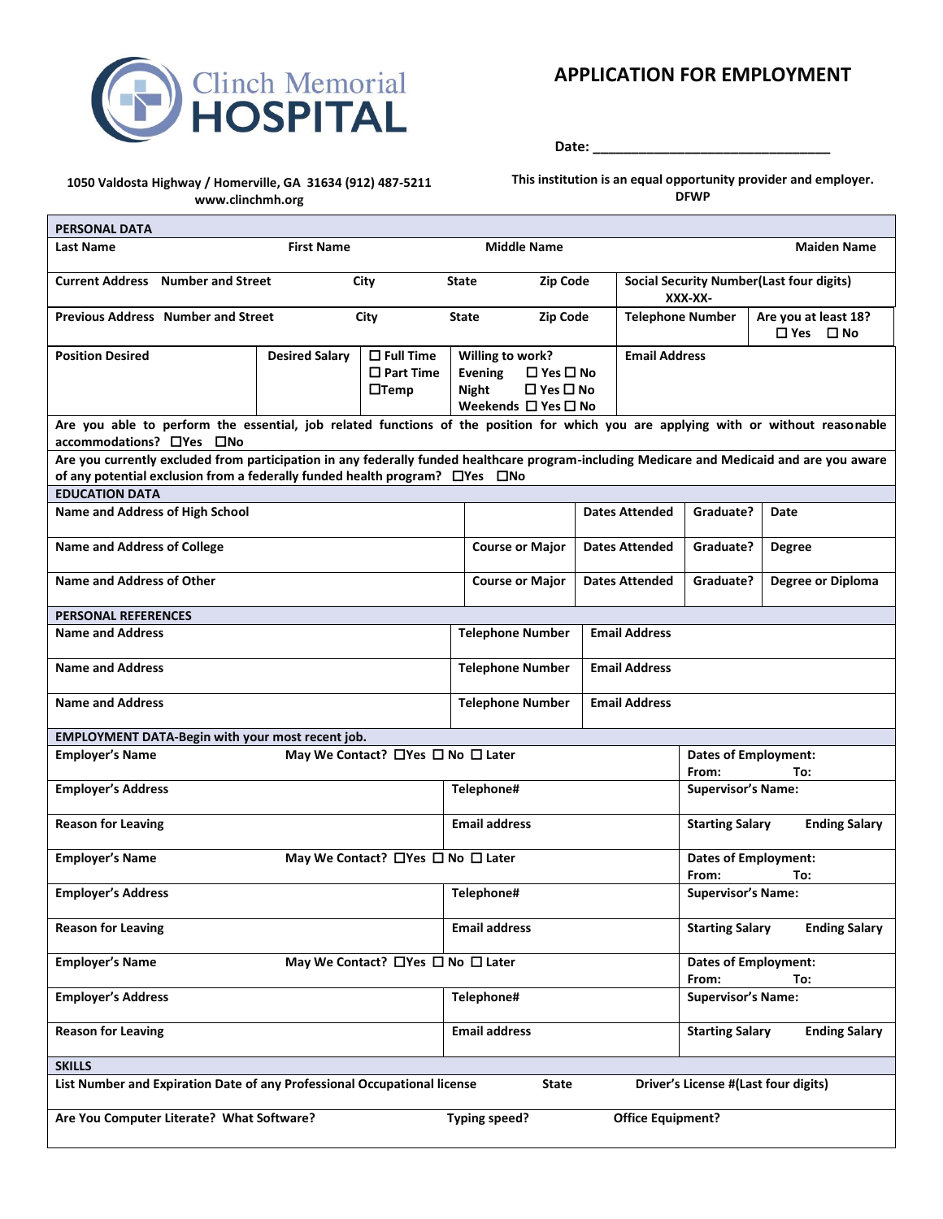Clinch Memorial HOSPITAL

# APPLICATION FOR EMPLOYMENT

Date: _______________________________

1050 Valdosta Highway / Homerville, GA 31634 (912) 487-5211
www.clinchmh.org

This institution is an equal opportunity provider and employer.
DFWP

## PERSONAL DATA

| Last Name | First Name | Middle Name | Maiden Name |
|---|---|---|---|
| | | | |

| Current Address Number and Street | City | State | Zip Code | Social Security Number(Last four digits) XXX-XX- |
|---|---|---|---|---|
| | | | | |

| Previous Address Number and Street | City | State | Zip Code | Telephone Number | Are you at least 18? ☐ Yes ☐ No |
|---|---|---|---|---|---|
| | | | | | |

| Position Desired | Desired Salary | ☐ Full Time ☐ Part Time ☐Temp | Willing to work? Evening ☐ Yes ☐ No Night ☐ Yes ☐ No Weekends ☐ Yes ☐ No | Email Address |
|---|---|---|---|---|
| | | | | |

Are you able to perform the essential, job related functions of the position for which you are applying with or without reasonable accommodations? ☐Yes ☐No

Are you currently excluded from participation in any federally funded healthcare program-including Medicare and Medicaid and are you aware of any potential exclusion from a federally funded health program? ☐Yes ☐No

## EDUCATION DATA

| Name and Address of High School | | Dates Attended | Graduate? | Date |
|---|---|---|---|---|
| **Name and Address of College** | **Course or Major** | **Dates Attended** | **Graduate?** | **Degree** |
| **Name and Address of Other** | **Course or Major** | **Dates Attended** | **Graduate?** | **Degree or Diploma** |

## PERSONAL REFERENCES

| Name and Address | Telephone Number | Email Address |
|---|---|---|
| **Name and Address** | **Telephone Number** | **Email Address** |
| **Name and Address** | **Telephone Number** | **Email Address** |

## EMPLOYMENT DATA-Begin with your most recent job.

| Employer's Name | May We Contact? ☐Yes ☐ No ☐ Later | Dates of Employment: From: To: |
|---|---|---|
| **Employer's Address** | **Telephone#** | **Supervisor's Name:** |
| **Reason for Leaving** | **Email address** | **Starting Salary Ending Salary** |
| **Employer's Name** | **May We Contact? ☐Yes ☐ No ☐ Later** | **Dates of Employment: From: To:** |
| **Employer's Address** | **Telephone#** | **Supervisor's Name:** |
| **Reason for Leaving** | **Email address** | **Starting Salary Ending Salary** |
| **Employer's Name** | **May We Contact? ☐Yes ☐ No ☐ Later** | **Dates of Employment: From: To:** |
| **Employer's Address** | **Telephone#** | **Supervisor's Name:** |
| **Reason for Leaving** | **Email address** | **Starting Salary Ending Salary** |

## SKILLS

| List Number and Expiration Date of any Professional Occupational license | State | Driver's License #(Last four digits) |
|---|---|---|
| **Are You Computer Literate? What Software?** | **Typing speed?** | **Office Equipment?** |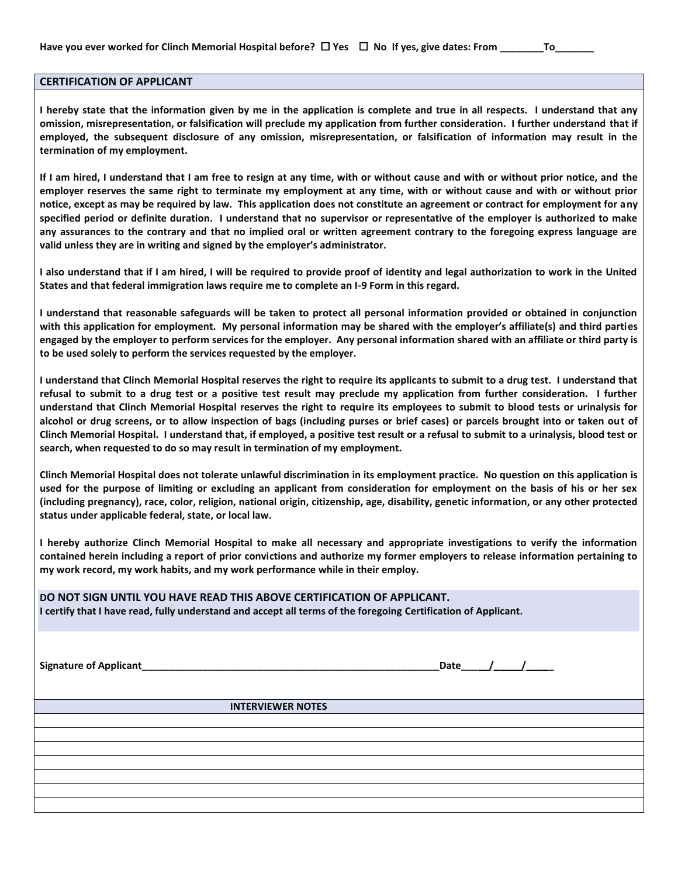**Have you ever worked for Clinch Memorial Hospital before? ☐ Yes ☐ No If yes, give dates: From ________To_______**

## CERTIFICATION OF APPLICANT

**I hereby state that the information given by me in the application is complete and true in all respects. I understand that any omission, misrepresentation, or falsification will preclude my application from further consideration. I further understand that if employed, the subsequent disclosure of any omission, misrepresentation, or falsification of information may result in the termination of my employment.**

**If I am hired, I understand that I am free to resign at any time, with or without cause and with or without prior notice, and the employer reserves the same right to terminate my employment at any time, with or without cause and with or without prior notice, except as may be required by law. This application does not constitute an agreement or contract for employment for any specified period or definite duration. I understand that no supervisor or representative of the employer is authorized to make any assurances to the contrary and that no implied oral or written agreement contrary to the foregoing express language are valid unless they are in writing and signed by the employer's administrator.**

**I also understand that if I am hired, I will be required to provide proof of identity and legal authorization to work in the United States and that federal immigration laws require me to complete an I-9 Form in this regard.**

**I understand that reasonable safeguards will be taken to protect all personal information provided or obtained in conjunction with this application for employment. My personal information may be shared with the employer's affiliate(s) and third parties engaged by the employer to perform services for the employer. Any personal information shared with an affiliate or third party is to be used solely to perform the services requested by the employer.**

**I understand that Clinch Memorial Hospital reserves the right to require its applicants to submit to a drug test. I understand that refusal to submit to a drug test or a positive test result may preclude my application from further consideration. I further understand that Clinch Memorial Hospital reserves the right to require its employees to submit to blood tests or urinalysis for alcohol or drug screens, or to allow inspection of bags (including purses or brief cases) or parcels brought into or taken out of Clinch Memorial Hospital. I understand that, if employed, a positive test result or a refusal to submit to a urinalysis, blood test or search, when requested to do so may result in termination of my employment.**

**Clinch Memorial Hospital does not tolerate unlawful discrimination in its employment practice. No question on this application is used for the purpose of limiting or excluding an applicant from consideration for employment on the basis of his or her sex (including pregnancy), race, color, religion, national origin, citizenship, age, disability, genetic information, or any other protected status under applicable federal, state, or local law.**

**I hereby authorize Clinch Memorial Hospital to make all necessary and appropriate investigations to verify the information contained herein including a report of prior convictions and authorize my former employers to release information pertaining to my work record, my work habits, and my work performance while in their employ.**

**DO NOT SIGN UNTIL YOU HAVE READ THIS ABOVE CERTIFICATION OF APPLICANT.**
**I certify that I have read, fully understand and accept all terms of the foregoing Certification of Applicant.**

**Signature of Applicant_______________________________________________________Date_____/_____/_____**

| INTERVIEWER NOTES |
| --- |
| |
| |
| |
| |
| |
| |
| |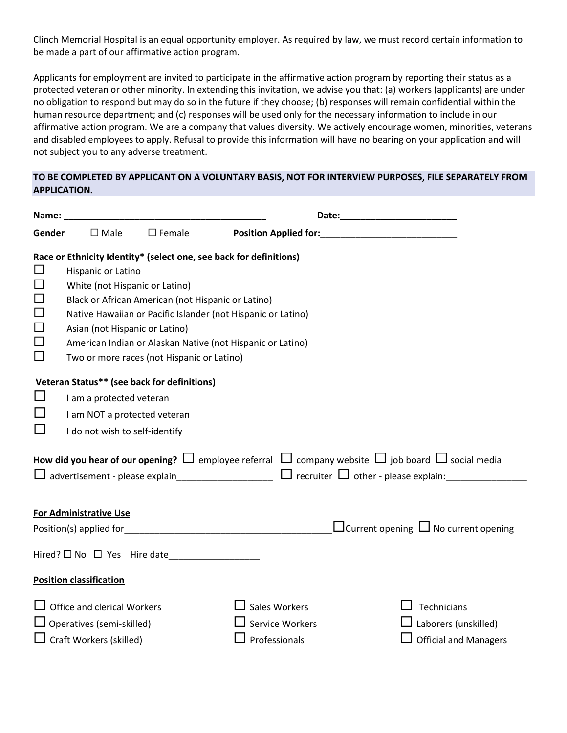Clinch Memorial Hospital is an equal opportunity employer. As required by law, we must record certain information to be made a part of our affirmative action program.

Applicants for employment are invited to participate in the affirmative action program by reporting their status as a protected veteran or other minority. In extending this invitation, we advise you that: (a) workers (applicants) are under no obligation to respond but may do so in the future if they choose; (b) responses will remain confidential within the human resource department; and (c) responses will be used only for the necessary information to include in our affirmative action program. We are a company that values diversity. We actively encourage women, minorities, veterans and disabled employees to apply. Refusal to provide this information will have no bearing on your application and will not subject you to any adverse treatment.

**TO BE COMPLETED BY APPLICANT ON A VOLUNTARY BASIS, NOT FOR INTERVIEW PURPOSES, FILE SEPARATELY FROM APPLICATION.**

**Name:** ________________________________________ **Date:**________________________

**Gender** ☐ Male ☐ Female **Position Applied for:**____________________________

**Race or Ethnicity Identity* (select one, see back for definitions)**

- ☐ Hispanic or Latino
- ☐ White (not Hispanic or Latino)
- ☐ Black or African American (not Hispanic or Latino)
- ☐ Native Hawaiian or Pacific Islander (not Hispanic or Latino)
- ☐ Asian (not Hispanic or Latino)
- ☐ American Indian or Alaskan Native (not Hispanic or Latino)
- ☐ Two or more races (not Hispanic or Latino)

**Veteran Status** (see back for definitions)**

- ☐ I am a protected veteran
- ☐ I am NOT a protected veteran
- ☐ I do not wish to self-identify

**How did you hear of our opening?** ☐ employee referral ☐ company website ☐ job board ☐ social media ☐ advertisement - please explain___________________ ☐ recruiter ☐ other - please explain:________________

**For Administrative Use**

Position(s) applied for_________________________________________ ☐ Current opening ☐ No current opening

Hired? ☐ No ☐ Yes Hire date__________________

**Position classification**

| | | |
|---|---|---|
| ☐ Office and clerical Workers | ☐ Sales Workers | ☐ Technicians |
| ☐ Operatives (semi-skilled) | ☐ Service Workers | ☐ Laborers (unskilled) |
| ☐ Craft Workers (skilled) | ☐ Professionals | ☐ Official and Managers |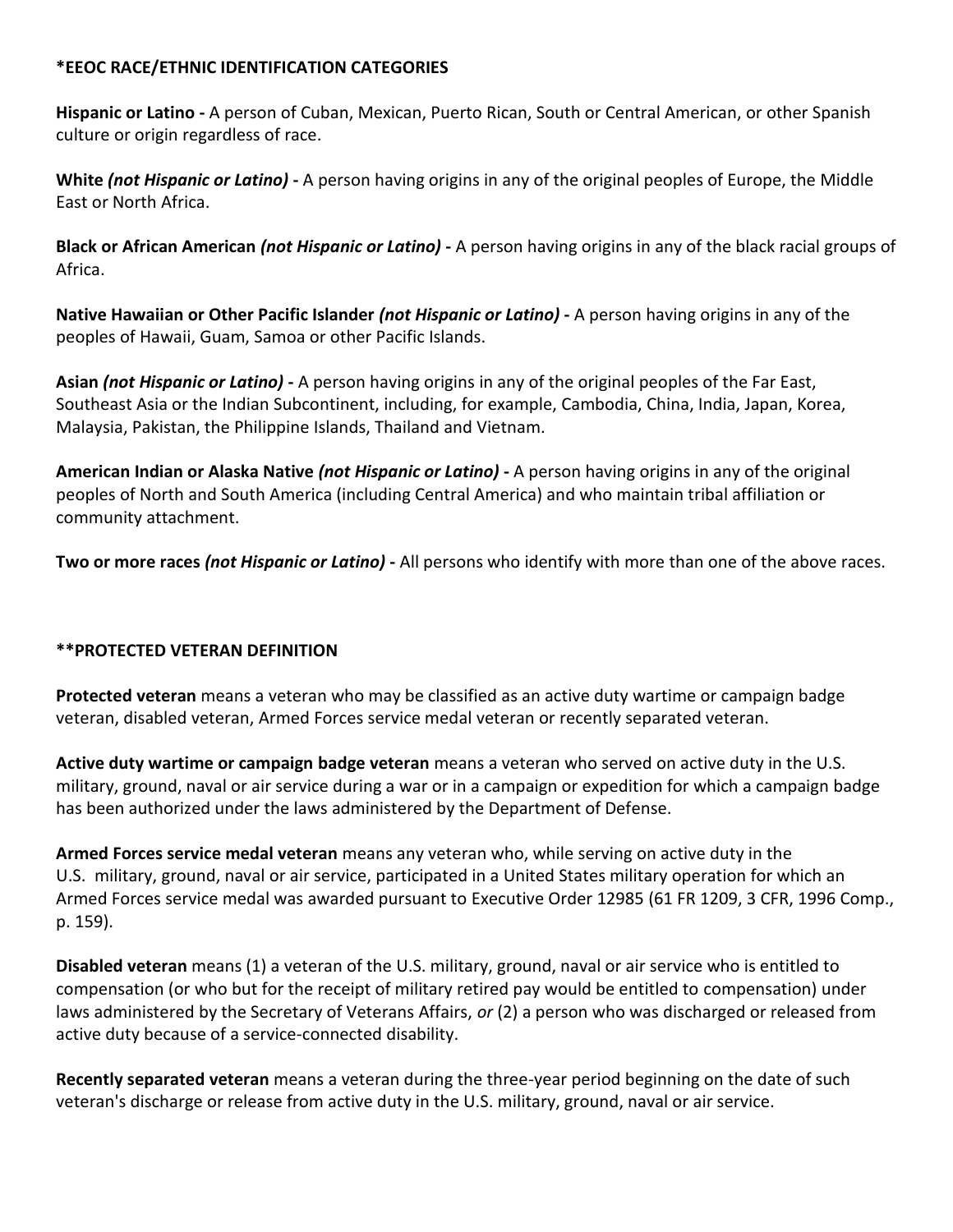**\*EEOC RACE/ETHNIC IDENTIFICATION CATEGORIES**

**Hispanic or Latino -** A person of Cuban, Mexican, Puerto Rican, South or Central American, or other Spanish culture or origin regardless of race.

**White *(not Hispanic or Latino)* -** A person having origins in any of the original peoples of Europe, the Middle East or North Africa.

**Black or African American *(not Hispanic or Latino)* -** A person having origins in any of the black racial groups of Africa.

**Native Hawaiian or Other Pacific Islander *(not Hispanic or Latino)* -** A person having origins in any of the peoples of Hawaii, Guam, Samoa or other Pacific Islands.

**Asian *(not Hispanic or Latino)* -** A person having origins in any of the original peoples of the Far East, Southeast Asia or the Indian Subcontinent, including, for example, Cambodia, China, India, Japan, Korea, Malaysia, Pakistan, the Philippine Islands, Thailand and Vietnam.

**American Indian or Alaska Native *(not Hispanic or Latino)* -** A person having origins in any of the original peoples of North and South America (including Central America) and who maintain tribal affiliation or community attachment.

**Two or more races *(not Hispanic or Latino)* -** All persons who identify with more than one of the above races.

**\*\*PROTECTED VETERAN DEFINITION**

**Protected veteran** means a veteran who may be classified as an active duty wartime or campaign badge veteran, disabled veteran, Armed Forces service medal veteran or recently separated veteran.

**Active duty wartime or campaign badge veteran** means a veteran who served on active duty in the U.S. military, ground, naval or air service during a war or in a campaign or expedition for which a campaign badge has been authorized under the laws administered by the Department of Defense.

**Armed Forces service medal veteran** means any veteran who, while serving on active duty in the U.S. military, ground, naval or air service, participated in a United States military operation for which an Armed Forces service medal was awarded pursuant to Executive Order 12985 (61 FR 1209, 3 CFR, 1996 Comp., p. 159).

**Disabled veteran** means (1) a veteran of the U.S. military, ground, naval or air service who is entitled to compensation (or who but for the receipt of military retired pay would be entitled to compensation) under laws administered by the Secretary of Veterans Affairs, *or* (2) a person who was discharged or released from active duty because of a service-connected disability.

**Recently separated veteran** means a veteran during the three-year period beginning on the date of such veteran's discharge or release from active duty in the U.S. military, ground, naval or air service.